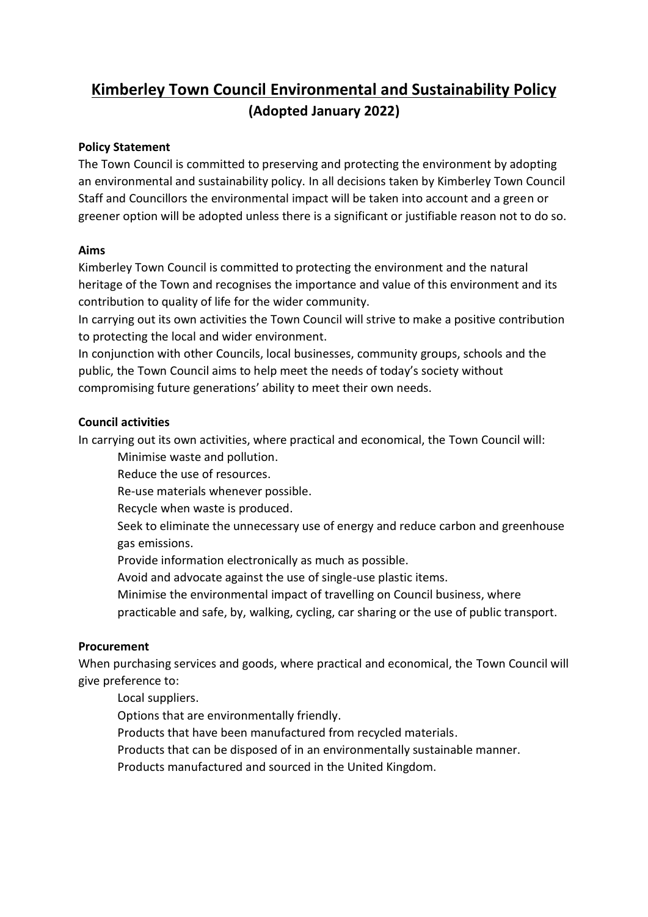# Kimberley Town Council Environmental and Sustainability Policy

**(Adopted January 2022)**

**Policy Statement**

The Town Council is committed to preserving and protecting the environment by adopting an environmental and sustainability policy. In all decisions taken by Kimberley Town Council Staff and Councillors the environmental impact will be taken into account and a green or greener option will be adopted unless there is a significant or justifiable reason not to do so.

**Aims**

Kimberley Town Council is committed to protecting the environment and the natural heritage of the Town and recognises the importance and value of this environment and its contribution to quality of life for the wider community.

In carrying out its own activities the Town Council will strive to make a positive contribution to protecting the local and wider environment.

In conjunction with other Councils, local businesses, community groups, schools and the public, the Town Council aims to help meet the needs of today's society without compromising future generations' ability to meet their own needs.

**Council activities**

In carrying out its own activities, where practical and economical, the Town Council will:

- Minimise waste and pollution.
- Reduce the use of resources.
- Re-use materials whenever possible.
- Recycle when waste is produced.
- Seek to eliminate the unnecessary use of energy and reduce carbon and greenhouse gas emissions.
- Provide information electronically as much as possible.
- Avoid and advocate against the use of single-use plastic items.
- Minimise the environmental impact of travelling on Council business, where practicable and safe, by, walking, cycling, car sharing or the use of public transport.

**Procurement**

When purchasing services and goods, where practical and economical, the Town Council will give preference to:

- Local suppliers.
- Options that are environmentally friendly.
- Products that have been manufactured from recycled materials.
- Products that can be disposed of in an environmentally sustainable manner.
- Products manufactured and sourced in the United Kingdom.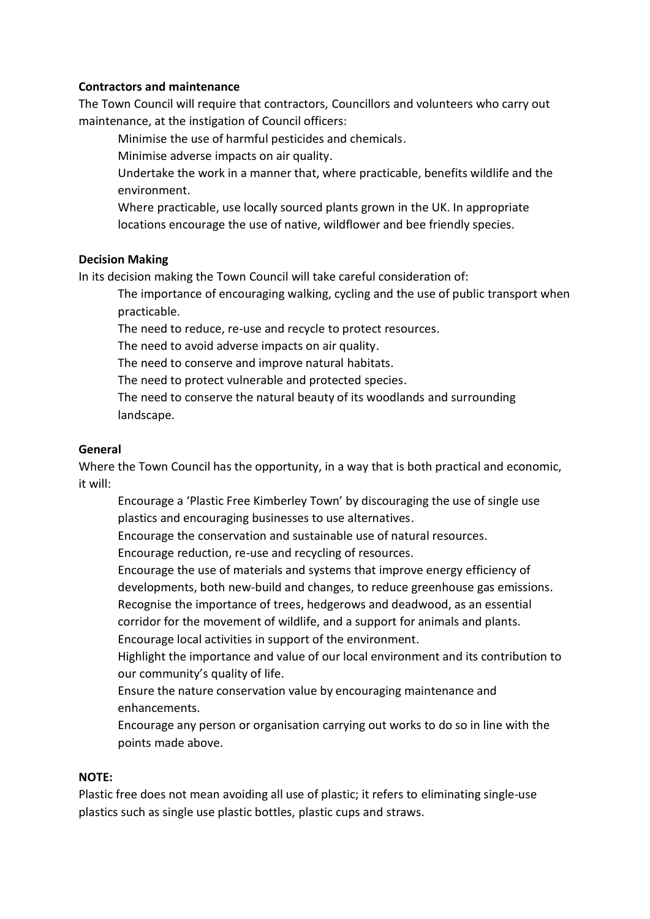**Contractors and maintenance**

The Town Council will require that contractors, Councillors and volunteers who carry out maintenance, at the instigation of Council officers:

- Minimise the use of harmful pesticides and chemicals.
- Minimise adverse impacts on air quality.
- Undertake the work in a manner that, where practicable, benefits wildlife and the environment.
- Where practicable, use locally sourced plants grown in the UK. In appropriate locations encourage the use of native, wildflower and bee friendly species.

**Decision Making**

In its decision making the Town Council will take careful consideration of:

- The importance of encouraging walking, cycling and the use of public transport when practicable.
- The need to reduce, re-use and recycle to protect resources.
- The need to avoid adverse impacts on air quality.
- The need to conserve and improve natural habitats.
- The need to protect vulnerable and protected species.
- The need to conserve the natural beauty of its woodlands and surrounding landscape.

**General**

Where the Town Council has the opportunity, in a way that is both practical and economic, it will:

- Encourage a 'Plastic Free Kimberley Town' by discouraging the use of single use plastics and encouraging businesses to use alternatives.
- Encourage the conservation and sustainable use of natural resources.
- Encourage reduction, re-use and recycling of resources.
- Encourage the use of materials and systems that improve energy efficiency of developments, both new-build and changes, to reduce greenhouse gas emissions.
- Recognise the importance of trees, hedgerows and deadwood, as an essential corridor for the movement of wildlife, and a support for animals and plants.
- Encourage local activities in support of the environment.
- Highlight the importance and value of our local environment and its contribution to our community's quality of life.
- Ensure the nature conservation value by encouraging maintenance and enhancements.
- Encourage any person or organisation carrying out works to do so in line with the points made above.

**NOTE:**

Plastic free does not mean avoiding all use of plastic; it refers to eliminating single-use plastics such as single use plastic bottles, plastic cups and straws.